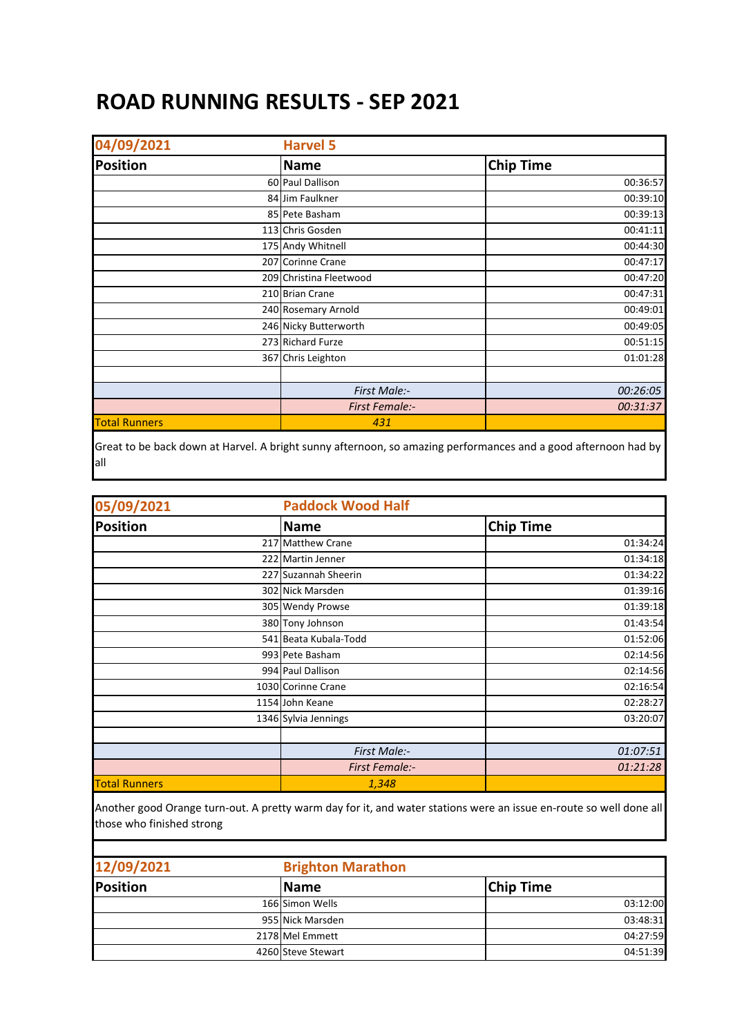# ROAD RUNNING RESULTS - SEP 2021

| 04/09/2021 | Harvel 5 | |
|---|---|---|
| **Position** | **Name** | **Chip Time** |
| 60 | Paul Dallison | 00:36:57 |
| 84 | Jim Faulkner | 00:39:10 |
| 85 | Pete Basham | 00:39:13 |
| 113 | Chris Gosden | 00:41:11 |
| 175 | Andy Whitnell | 00:44:30 |
| 207 | Corinne Crane | 00:47:17 |
| 209 | Christina Fleetwood | 00:47:20 |
| 210 | Brian Crane | 00:47:31 |
| 240 | Rosemary Arnold | 00:49:01 |
| 246 | Nicky Butterworth | 00:49:05 |
| 273 | Richard Furze | 00:51:15 |
| 367 | Chris Leighton | 01:01:28 |
| | | |
| | *First Male:-* | *00:26:05* |
| | *First Female:-* | *00:31:37* |
| Total Runners | *431* | |

Great to be back down at Harvel. A bright sunny afternoon, so amazing performances and a good afternoon had by all

| 05/09/2021 | Paddock Wood Half | |
|---|---|---|
| **Position** | **Name** | **Chip Time** |
| 217 | Matthew Crane | 01:34:24 |
| 222 | Martin Jenner | 01:34:18 |
| 227 | Suzannah Sheerin | 01:34:22 |
| 302 | Nick Marsden | 01:39:16 |
| 305 | Wendy Prowse | 01:39:18 |
| 380 | Tony Johnson | 01:43:54 |
| 541 | Beata Kubala-Todd | 01:52:06 |
| 993 | Pete Basham | 02:14:56 |
| 994 | Paul Dallison | 02:14:56 |
| 1030 | Corinne Crane | 02:16:54 |
| 1154 | John Keane | 02:28:27 |
| 1346 | Sylvia Jennings | 03:20:07 |
| | | |
| | *First Male:-* | *01:07:51* |
| | *First Female:-* | *01:21:28* |
| Total Runners | *1,348* | |

Another good Orange turn-out. A pretty warm day for it, and water stations were an issue en-route so well done all those who finished strong

| 12/09/2021 | Brighton Marathon | |
|---|---|---|
| **Position** | **Name** | **Chip Time** |
| 166 | Simon Wells | 03:12:00 |
| 955 | Nick Marsden | 03:48:31 |
| 2178 | Mel Emmett | 04:27:59 |
| 4260 | Steve Stewart | 04:51:39 |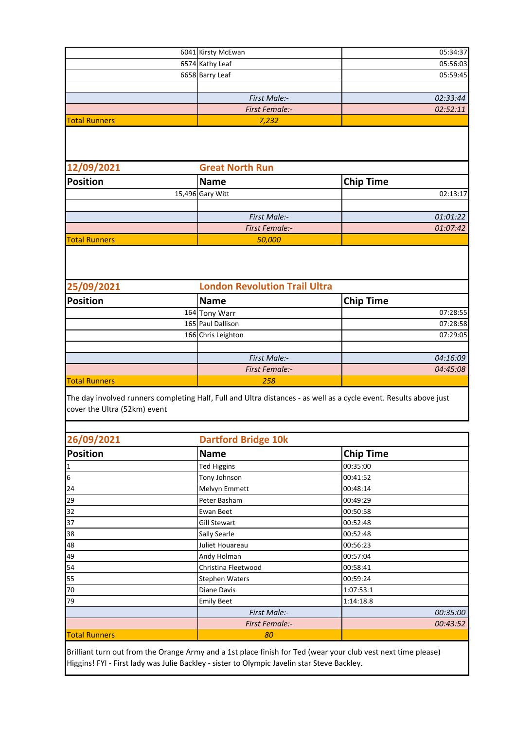| | | |
|---|---|---|
| 6041 | Kirsty McEwan | 05:34:37 |
| 6574 | Kathy Leaf | 05:56:03 |
| 6658 | Barry Leaf | 05:59:45 |
| | | |
| | *First Male:-* | *02:33:44* |
| | *First Female:-* | *02:52:11* |
| Total Runners | *7,232* | |

## 12/09/2021 Great North Run

| Position | Name | Chip Time |
|---|---|---|
| 15,496 | Gary Witt | 02:13:17 |
| | | |
| | *First Male:-* | *01:01:22* |
| | *First Female:-* | *01:07:42* |
| Total Runners | *50,000* | |

## 25/09/2021 London Revolution Trail Ultra

| Position | Name | Chip Time |
|---|---|---|
| 164 | Tony Warr | 07:28:55 |
| 165 | Paul Dallison | 07:28:58 |
| 166 | Chris Leighton | 07:29:05 |
| | | |
| | *First Male:-* | *04:16:09* |
| | *First Female:-* | *04:45:08* |
| Total Runners | *258* | |

The day involved runners completing Half, Full and Ultra distances - as well as a cycle event. Results above just cover the Ultra (52km) event

## 26/09/2021 Dartford Bridge 10k

| Position | Name | Chip Time |
|---|---|---|
| 1 | Ted Higgins | 00:35:00 |
| 6 | Tony Johnson | 00:41:52 |
| 24 | Melvyn Emmett | 00:48:14 |
| 29 | Peter Basham | 00:49:29 |
| 32 | Ewan Beet | 00:50:58 |
| 37 | Gill Stewart | 00:52:48 |
| 38 | Sally Searle | 00:52:48 |
| 48 | Juliet Houareau | 00:56:23 |
| 49 | Andy Holman | 00:57:04 |
| 54 | Christina Fleetwood | 00:58:41 |
| 55 | Stephen Waters | 00:59:24 |
| 70 | Diane Davis | 1:07:53.1 |
| 79 | Emily Beet | 1:14:18.8 |
| | *First Male:-* | *00:35:00* |
| | *First Female:-* | *00:43:52* |
| Total Runners | *80* | |

Brilliant turn out from the Orange Army and a 1st place finish for Ted (wear your club vest next time please) Higgins! FYI - First lady was Julie Backley - sister to Olympic Javelin star Steve Backley.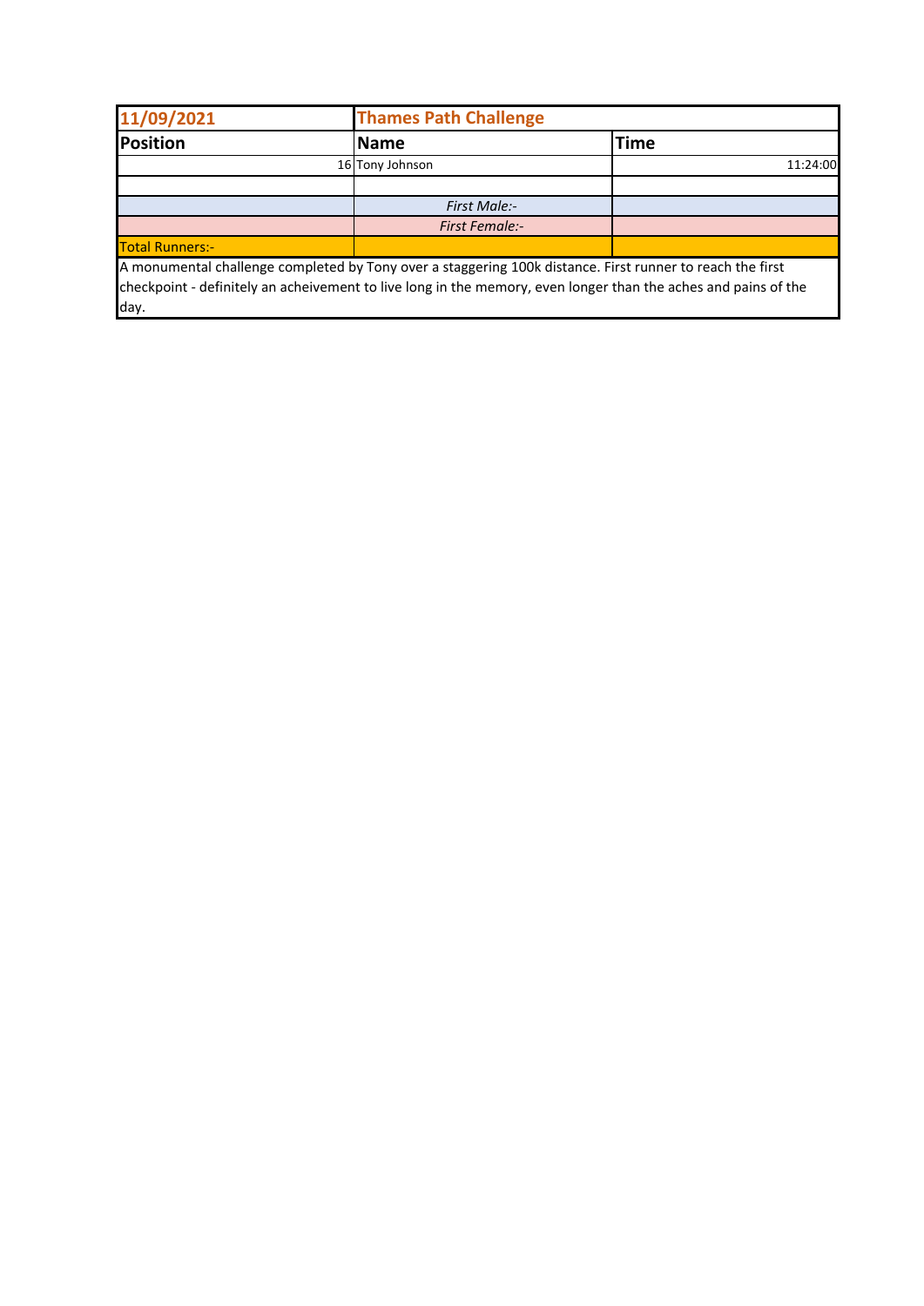| 11/09/2021 | Thames Path Challenge | |
| --- | --- | --- |
| **Position** | **Name** | **Time** |
| 16 | Tony Johnson | 11:24:00 |
| | | |
| | *First Male:-* | |
| | *First Female:-* | |
| Total Runners:- | | |

A monumental challenge completed by Tony over a staggering 100k distance. First runner to reach the first checkpoint - definitely an acheivement to live long in the memory, even longer than the aches and pains of the day.